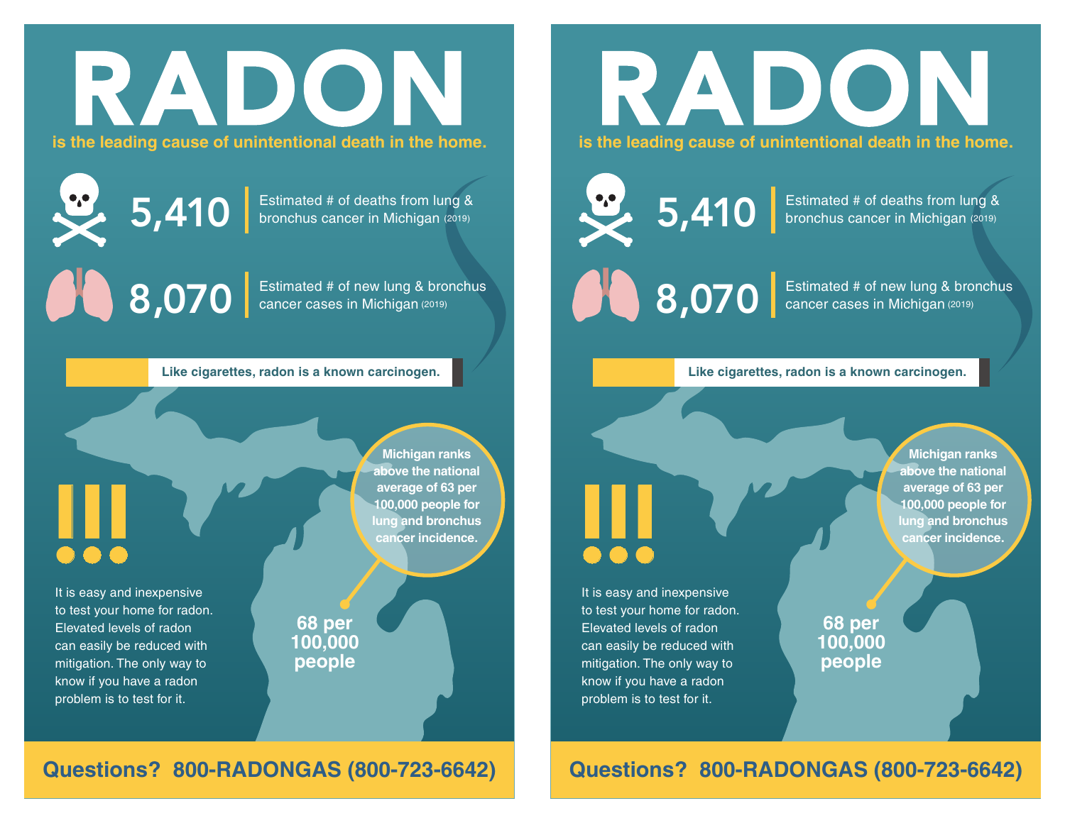# RADON

**is the leading cause of unintentional death in the home.**

**5,410** | Estimated # of deaths from lung & bronchus cancer in Michigan (2019)

**8,070** | Estimated # of new lung & bronchus cancer cases in Michigan (2019)

**Like cigarettes, radon is a known carcinogen.**

**Michigan ranks above the national average of 63 per 100,000 people for lung and bronchus cancer incidence.**

**68 per 100,000 people**

It is easy and inexpensive to test your home for radon. Elevated levels of radon can easily be reduced with mitigation. The only way to know if you have a radon problem is to test for it.

**Questions? 800-RADONGAS (800-723-6642)**

# RADON

**is the leading cause of unintentional death in the home.**

**5,410** | Estimated # of deaths from lung & bronchus cancer in Michigan (2019)

**8,070** | Estimated # of new lung & bronchus cancer cases in Michigan (2019)

**Like cigarettes, radon is a known carcinogen.**

**Michigan ranks above the national average of 63 per 100,000 people for lung and bronchus cancer incidence.**

**68 per 100,000 people**

It is easy and inexpensive to test your home for radon. Elevated levels of radon can easily be reduced with mitigation. The only way to know if you have a radon problem is to test for it.

**Questions? 800-RADONGAS (800-723-6642)**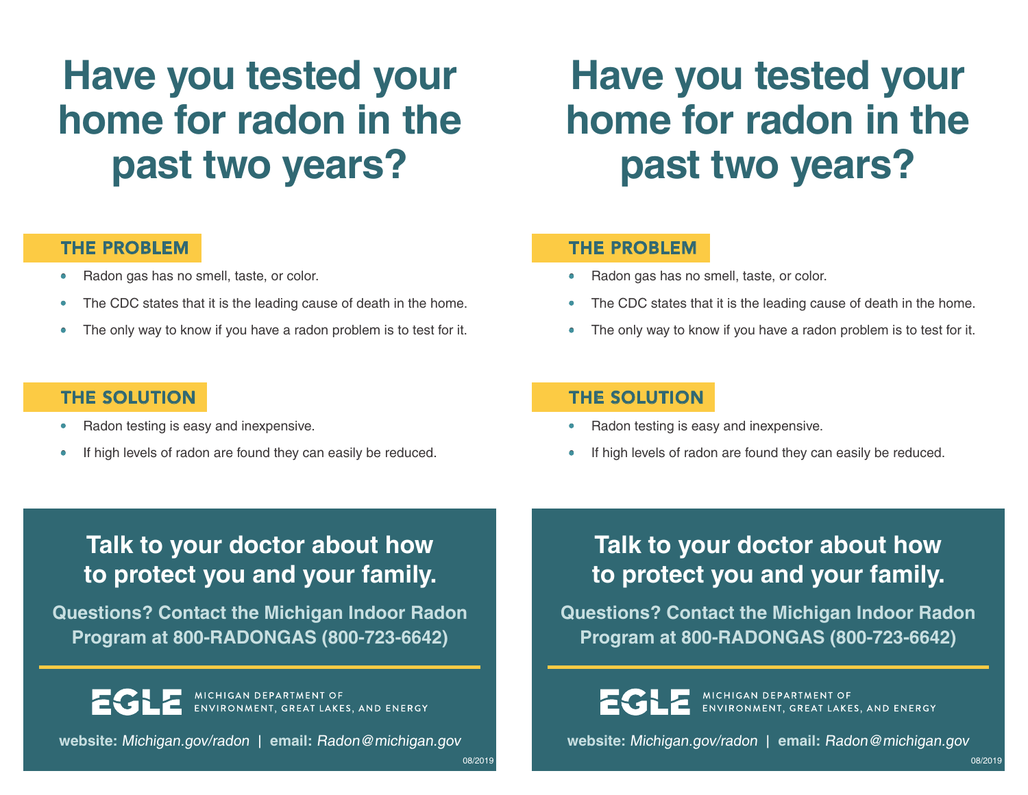# Have you tested your home for radon in the past two years?

## THE PROBLEM

- Radon gas has no smell, taste, or color.
- The CDC states that it is the leading cause of death in the home.
- The only way to know if you have a radon problem is to test for it.

## THE SOLUTION

- Radon testing is easy and inexpensive.
- If high levels of radon are found they can easily be reduced.

**Talk to your doctor about how to protect you and your family.**

**Questions? Contact the Michigan Indoor Radon Program at 800-RADONGAS (800-723-6642)**

EGLE MICHIGAN DEPARTMENT OF ENVIRONMENT, GREAT LAKES, AND ENERGY

**website:** *Michigan.gov/radon* | **email:** *Radon@michigan.gov*

08/2019

# Have you tested your home for radon in the past two years?

## THE PROBLEM

- Radon gas has no smell, taste, or color.
- The CDC states that it is the leading cause of death in the home.
- The only way to know if you have a radon problem is to test for it.

## THE SOLUTION

- Radon testing is easy and inexpensive.
- If high levels of radon are found they can easily be reduced.

**Talk to your doctor about how to protect you and your family.**

**Questions? Contact the Michigan Indoor Radon Program at 800-RADONGAS (800-723-6642)**

EGLE MICHIGAN DEPARTMENT OF ENVIRONMENT, GREAT LAKES, AND ENERGY

**website:** *Michigan.gov/radon* | **email:** *Radon@michigan.gov*

08/2019